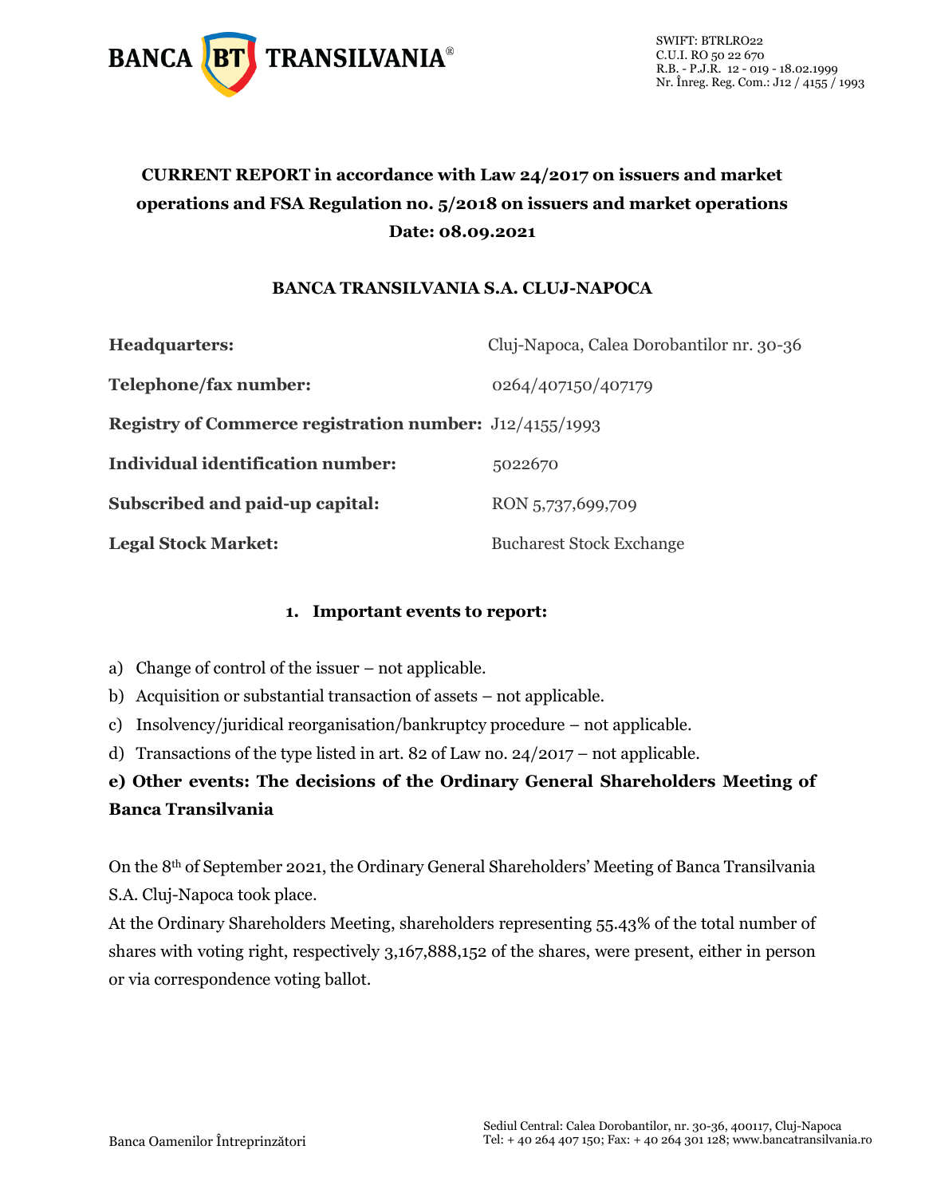**CURRENT REPORT in accordance with Law 24/2017 on issuers and market operations and FSA Regulation no. 5/2018 on issuers and market operations**
**Date: 08.09.2021**

**BANCA TRANSILVANIA S.A. CLUJ-NAPOCA**

| | |
|---|---|
| **Headquarters:** | Cluj-Napoca, Calea Dorobantilor nr. 30-36 |
| **Telephone/fax number:** | 0264/407150/407179 |
| **Registry of Commerce registration number:** | J12/4155/1993 |
| **Individual identification number:** | 5022670 |
| **Subscribed and paid-up capital:** | RON 5,737,699,709 |
| **Legal Stock Market:** | Bucharest Stock Exchange |

**1. Important events to report:**

a) Change of control of the issuer – not applicable.

b) Acquisition or substantial transaction of assets – not applicable.

c) Insolvency/juridical reorganisation/bankruptcy procedure – not applicable.

d) Transactions of the type listed in art. 82 of Law no. 24/2017 – not applicable.

**e) Other events: The decisions of the Ordinary General Shareholders Meeting of Banca Transilvania**

On the 8th of September 2021, the Ordinary General Shareholders' Meeting of Banca Transilvania S.A. Cluj-Napoca took place.

At the Ordinary Shareholders Meeting, shareholders representing 55.43% of the total number of shares with voting right, respectively 3,167,888,152 of the shares, were present, either in person or via correspondence voting ballot.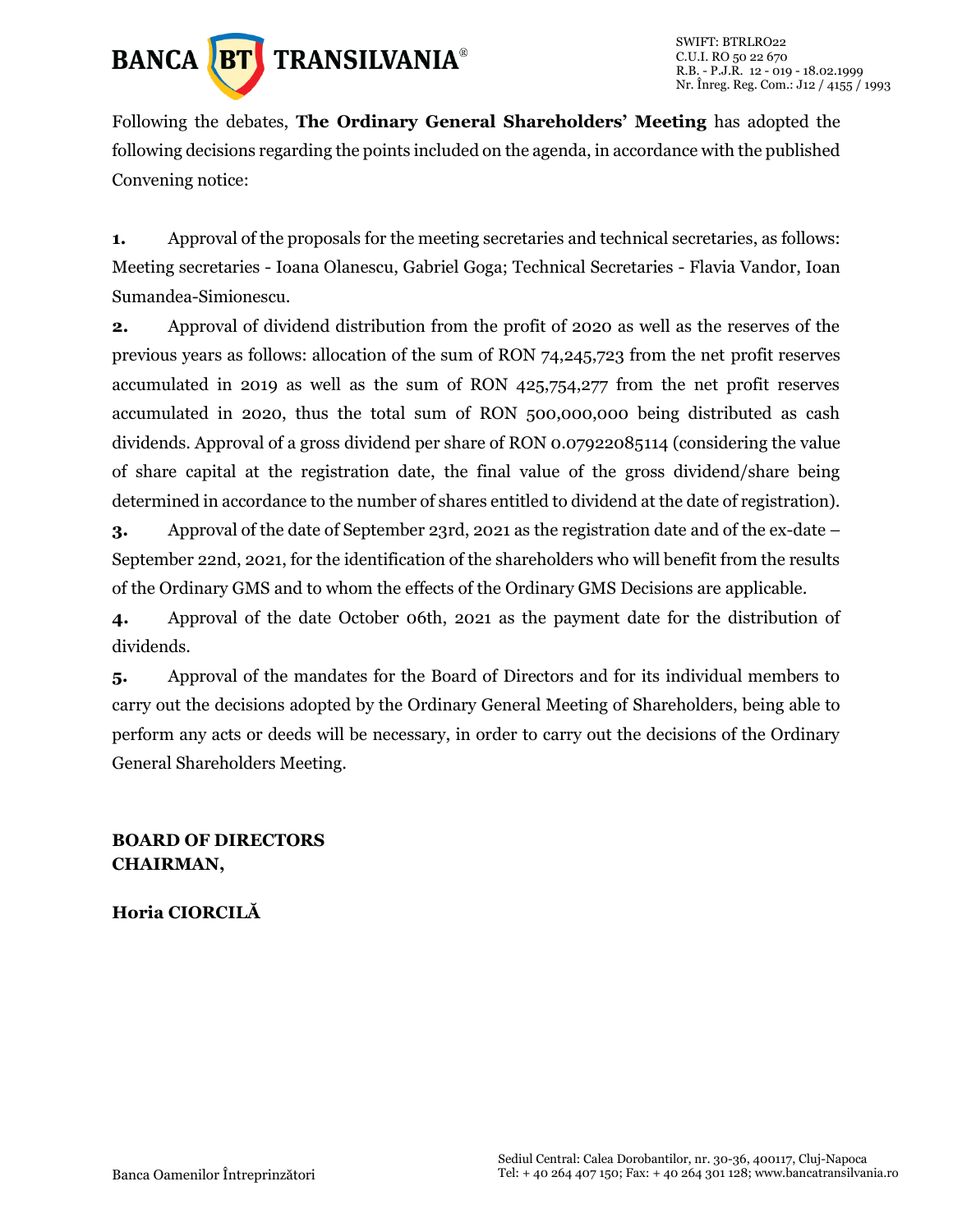Following the debates, **The Ordinary General Shareholders' Meeting** has adopted the following decisions regarding the points included on the agenda, in accordance with the published Convening notice:

**1.** Approval of the proposals for the meeting secretaries and technical secretaries, as follows: Meeting secretaries - Ioana Olanescu, Gabriel Goga; Technical Secretaries - Flavia Vandor, Ioan Sumandea-Simionescu.

**2.** Approval of dividend distribution from the profit of 2020 as well as the reserves of the previous years as follows: allocation of the sum of RON 74,245,723 from the net profit reserves accumulated in 2019 as well as the sum of RON 425,754,277 from the net profit reserves accumulated in 2020, thus the total sum of RON 500,000,000 being distributed as cash dividends. Approval of a gross dividend per share of RON 0.07922085114 (considering the value of share capital at the registration date, the final value of the gross dividend/share being determined in accordance to the number of shares entitled to dividend at the date of registration).

**3.** Approval of the date of September 23rd, 2021 as the registration date and of the ex-date – September 22nd, 2021, for the identification of the shareholders who will benefit from the results of the Ordinary GMS and to whom the effects of the Ordinary GMS Decisions are applicable.

**4.** Approval of the date October 06th, 2021 as the payment date for the distribution of dividends.

**5.** Approval of the mandates for the Board of Directors and for its individual members to carry out the decisions adopted by the Ordinary General Meeting of Shareholders, being able to perform any acts or deeds will be necessary, in order to carry out the decisions of the Ordinary General Shareholders Meeting.

**BOARD OF DIRECTORS**
**CHAIRMAN,**

**Horia CIORCILĂ**